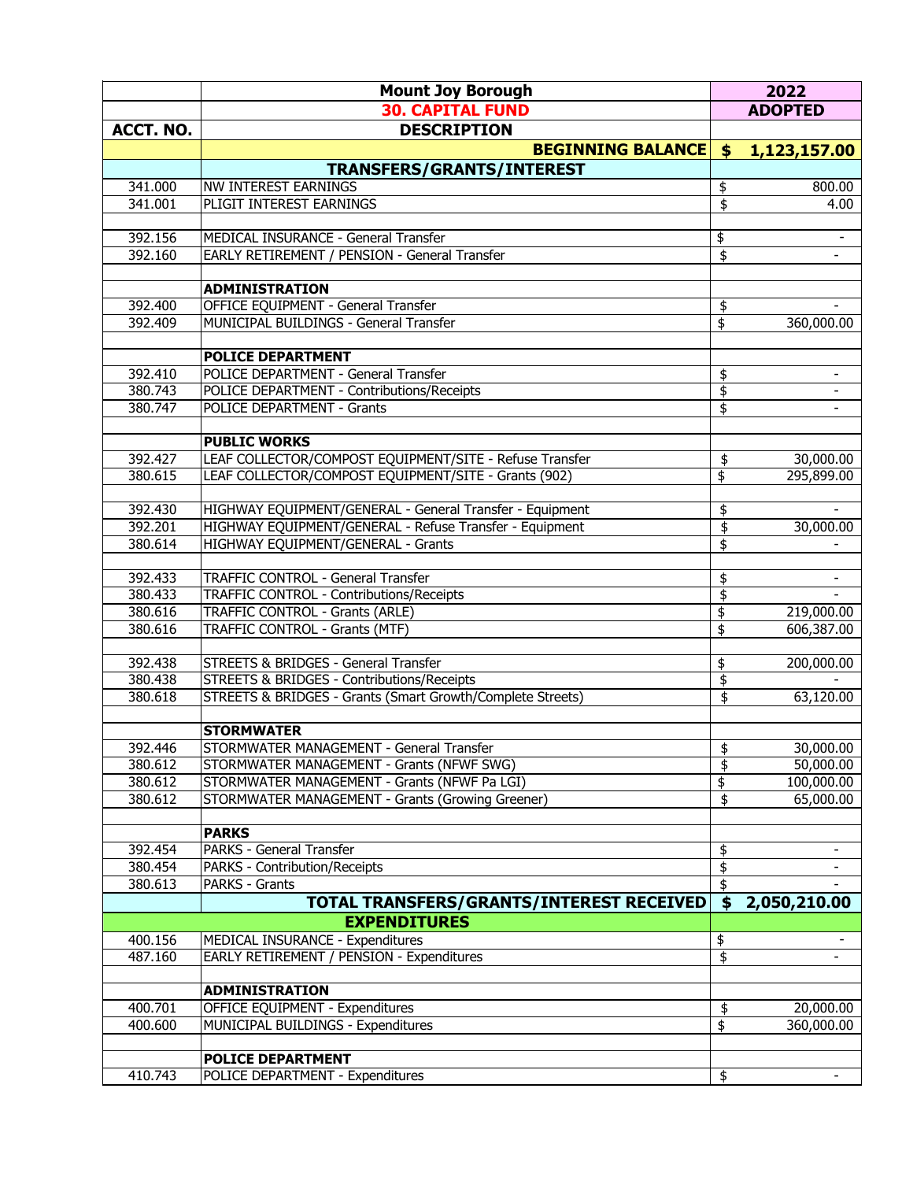| ACCT. NO. | Mount Joy Borough<br>30. CAPITAL FUND<br>DESCRIPTION | 2022<br>ADOPTED |
|---|---|---|
| | **BEGINNING BALANCE** | **$ 1,123,157.00** |
| | **TRANSFERS/GRANTS/INTEREST** | |
| 341.000 | NW INTEREST EARNINGS | $ 800.00 |
| 341.001 | PLIGIT INTEREST EARNINGS | $ 4.00 |
| | | |
| 392.156 | MEDICAL INSURANCE - General Transfer | $ - |
| 392.160 | EARLY RETIREMENT / PENSION - General Transfer | $ - |
| | | |
| | **ADMINISTRATION** | |
| 392.400 | OFFICE EQUIPMENT - General Transfer | $ - |
| 392.409 | MUNICIPAL BUILDINGS - General Transfer | $ 360,000.00 |
| | | |
| | **POLICE DEPARTMENT** | |
| 392.410 | POLICE DEPARTMENT - General Transfer | $ - |
| 380.743 | POLICE DEPARTMENT - Contributions/Receipts | $ - |
| 380.747 | POLICE DEPARTMENT - Grants | $ - |
| | | |
| | **PUBLIC WORKS** | |
| 392.427 | LEAF COLLECTOR/COMPOST EQUIPMENT/SITE - Refuse Transfer | $ 30,000.00 |
| 380.615 | LEAF COLLECTOR/COMPOST EQUIPMENT/SITE - Grants (902) | $ 295,899.00 |
| | | |
| 392.430 | HIGHWAY EQUIPMENT/GENERAL - General Transfer - Equipment | $ - |
| 392.201 | HIGHWAY EQUIPMENT/GENERAL - Refuse Transfer - Equipment | $ 30,000.00 |
| 380.614 | HIGHWAY EQUIPMENT/GENERAL - Grants | $ - |
| | | |
| 392.433 | TRAFFIC CONTROL - General Transfer | $ - |
| 380.433 | TRAFFIC CONTROL - Contributions/Receipts | $ - |
| 380.616 | TRAFFIC CONTROL - Grants (ARLE) | $ 219,000.00 |
| 380.616 | TRAFFIC CONTROL - Grants (MTF) | $ 606,387.00 |
| | | |
| 392.438 | STREETS & BRIDGES - General Transfer | $ 200,000.00 |
| 380.438 | STREETS & BRIDGES - Contributions/Receipts | $ - |
| 380.618 | STREETS & BRIDGES - Grants (Smart Growth/Complete Streets) | $ 63,120.00 |
| | | |
| | **STORMWATER** | |
| 392.446 | STORMWATER MANAGEMENT - General Transfer | $ 30,000.00 |
| 380.612 | STORMWATER MANAGEMENT - Grants (NFWF SWG) | $ 50,000.00 |
| 380.612 | STORMWATER MANAGEMENT - Grants (NFWF Pa LGI) | $ 100,000.00 |
| 380.612 | STORMWATER MANAGEMENT - Grants (Growing Greener) | $ 65,000.00 |
| | | |
| | **PARKS** | |
| 392.454 | PARKS - General Transfer | $ - |
| 380.454 | PARKS - Contribution/Receipts | $ - |
| 380.613 | PARKS - Grants | $ - |
| | **TOTAL TRANSFERS/GRANTS/INTEREST RECEIVED** | **$ 2,050,210.00** |
| | **EXPENDITURES** | |
| 400.156 | MEDICAL INSURANCE - Expenditures | $ - |
| 487.160 | EARLY RETIREMENT / PENSION - Expenditures | $ - |
| | | |
| | **ADMINISTRATION** | |
| 400.701 | OFFICE EQUIPMENT - Expenditures | $ 20,000.00 |
| 400.600 | MUNICIPAL BUILDINGS - Expenditures | $ 360,000.00 |
| | | |
| | **POLICE DEPARTMENT** | |
| 410.743 | POLICE DEPARTMENT - Expenditures | $ - |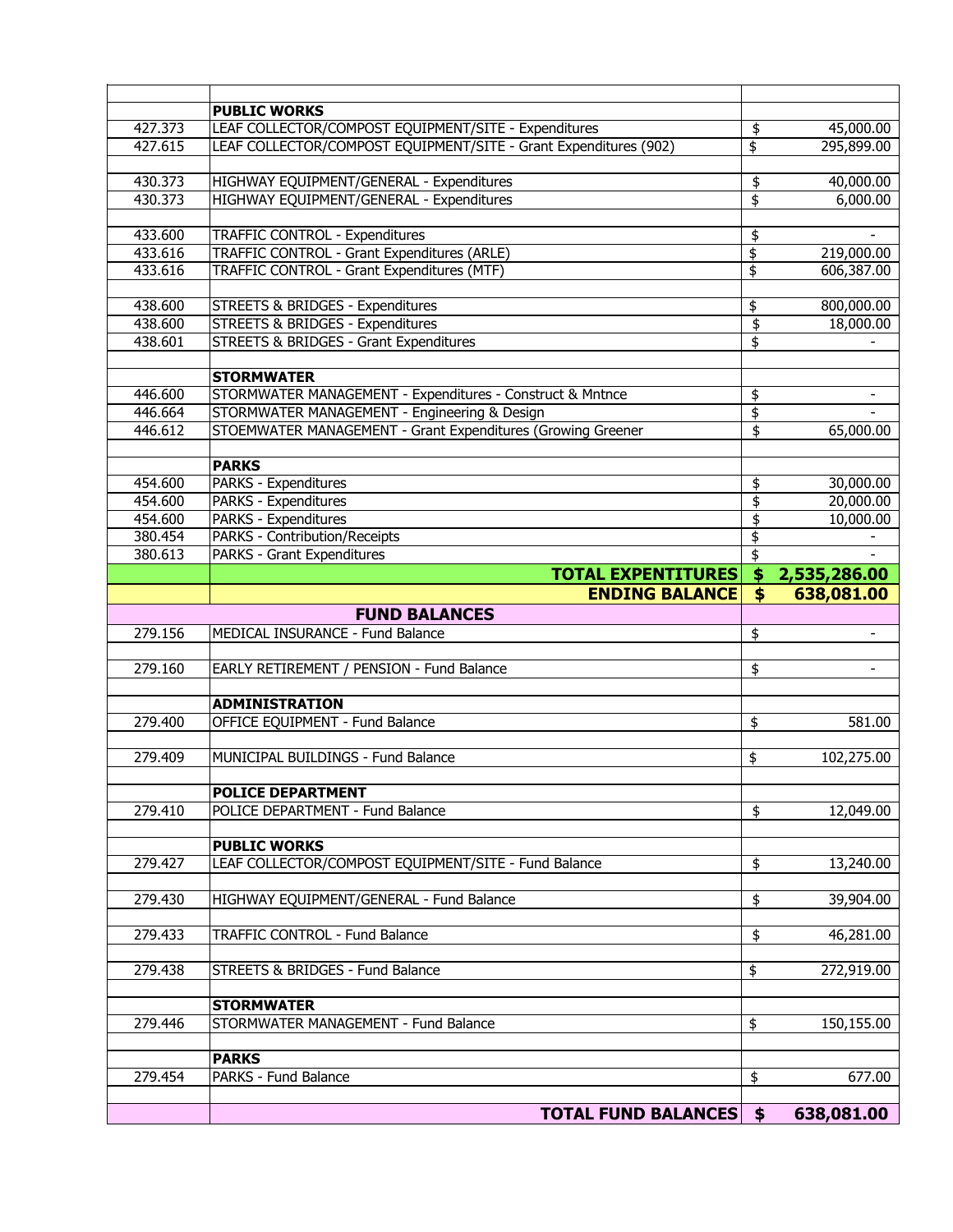| | | | |
|---|---|---|---|
| | **PUBLIC WORKS** | | |
| 427.373 | LEAF COLLECTOR/COMPOST EQUIPMENT/SITE - Expenditures | $ | 45,000.00 |
| 427.615 | LEAF COLLECTOR/COMPOST EQUIPMENT/SITE - Grant Expenditures (902) | $ | 295,899.00 |
| | | | |
| 430.373 | HIGHWAY EQUIPMENT/GENERAL - Expenditures | $ | 40,000.00 |
| 430.373 | HIGHWAY EQUIPMENT/GENERAL - Expenditures | $ | 6,000.00 |
| | | | |
| 433.600 | TRAFFIC CONTROL - Expenditures | $ | - |
| 433.616 | TRAFFIC CONTROL - Grant Expenditures (ARLE) | $ | 219,000.00 |
| 433.616 | TRAFFIC CONTROL - Grant Expenditures (MTF) | $ | 606,387.00 |
| | | | |
| 438.600 | STREETS & BRIDGES - Expenditures | $ | 800,000.00 |
| 438.600 | STREETS & BRIDGES - Expenditures | $ | 18,000.00 |
| 438.601 | STREETS & BRIDGES - Grant Expenditures | $ | - |
| | | | |
| | **STORMWATER** | | |
| 446.600 | STORMWATER MANAGEMENT - Expenditures - Construct & Mntnce | $ | - |
| 446.664 | STORMWATER MANAGEMENT - Engineering & Design | $ | - |
| 446.612 | STOEMWATER MANAGEMENT - Grant Expenditures (Growing Greener | $ | 65,000.00 |
| | | | |
| | **PARKS** | | |
| 454.600 | PARKS - Expenditures | $ | 30,000.00 |
| 454.600 | PARKS - Expenditures | $ | 20,000.00 |
| 454.600 | PARKS - Expenditures | $ | 10,000.00 |
| 380.454 | PARKS - Contribution/Receipts | $ | - |
| 380.613 | PARKS - Grant Expenditures | $ | - |
| | **TOTAL EXPENTITURES** | **$** | **2,535,286.00** |
| | **ENDING BALANCE** | **$** | **638,081.00** |
| | **FUND BALANCES** | | |
| 279.156 | MEDICAL INSURANCE - Fund Balance | $ | - |
| | | | |
| 279.160 | EARLY RETIREMENT / PENSION - Fund Balance | $ | - |
| | | | |
| | **ADMINISTRATION** | | |
| 279.400 | OFFICE EQUIPMENT - Fund Balance | $ | 581.00 |
| | | | |
| 279.409 | MUNICIPAL BUILDINGS - Fund Balance | $ | 102,275.00 |
| | | | |
| | **POLICE DEPARTMENT** | | |
| 279.410 | POLICE DEPARTMENT - Fund Balance | $ | 12,049.00 |
| | | | |
| | **PUBLIC WORKS** | | |
| 279.427 | LEAF COLLECTOR/COMPOST EQUIPMENT/SITE - Fund Balance | $ | 13,240.00 |
| | | | |
| 279.430 | HIGHWAY EQUIPMENT/GENERAL - Fund Balance | $ | 39,904.00 |
| | | | |
| 279.433 | TRAFFIC CONTROL - Fund Balance | $ | 46,281.00 |
| | | | |
| 279.438 | STREETS & BRIDGES - Fund Balance | $ | 272,919.00 |
| | | | |
| | **STORMWATER** | | |
| 279.446 | STORMWATER MANAGEMENT - Fund Balance | $ | 150,155.00 |
| | | | |
| | **PARKS** | | |
| 279.454 | PARKS - Fund Balance | $ | 677.00 |
| | | | |
| | **TOTAL FUND BALANCES** | **$** | **638,081.00** |